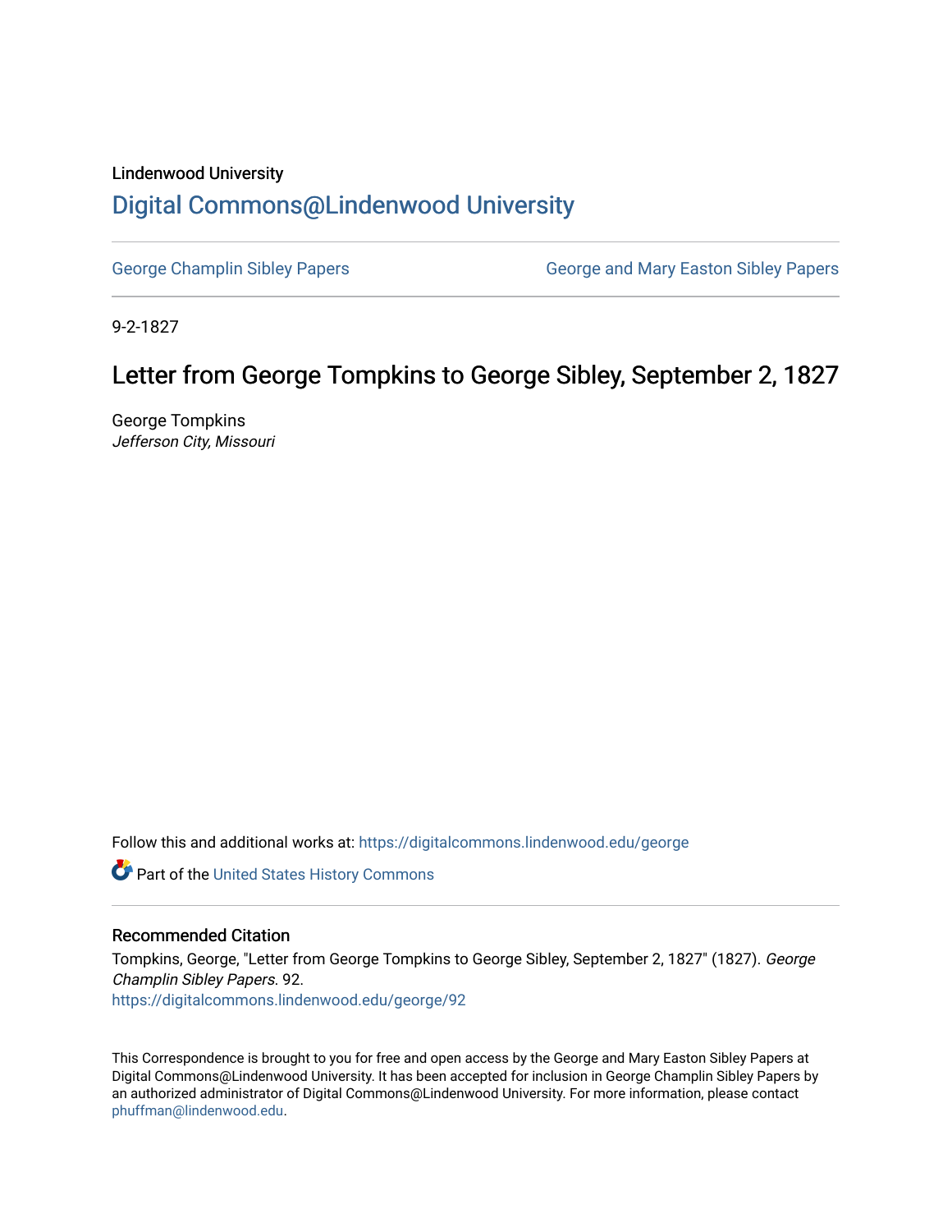Lindenwood University

# Digital Commons@Lindenwood University

George Champlin Sibley Papers

George and Mary Easton Sibley Papers

9-2-1827

## Letter from George Tompkins to George Sibley, September 2, 1827

George Tompkins

*Jefferson City, Missouri*

Follow this and additional works at: https://digitalcommons.lindenwood.edu/george

Part of the United States History Commons

### Recommended Citation

Tompkins, George, "Letter from George Tompkins to George Sibley, September 2, 1827" (1827). *George Champlin Sibley Papers*. 92.
https://digitalcommons.lindenwood.edu/george/92

This Correspondence is brought to you for free and open access by the George and Mary Easton Sibley Papers at Digital Commons@Lindenwood University. It has been accepted for inclusion in George Champlin Sibley Papers by an authorized administrator of Digital Commons@Lindenwood University. For more information, please contact phuffman@lindenwood.edu.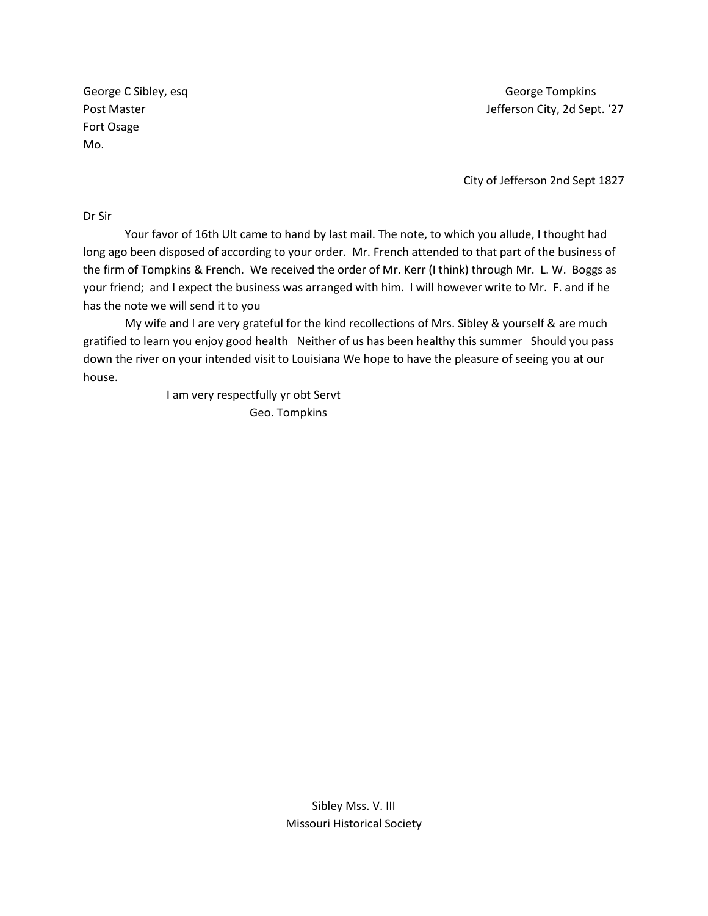George C Sibley, esq
Post Master
Fort Osage
Mo.

George Tompkins
Jefferson City, 2d Sept. '27

City of Jefferson 2nd Sept 1827

Dr Sir

Your favor of 16th Ult came to hand by last mail. The note, to which you allude, I thought had long ago been disposed of according to your order. Mr. French attended to that part of the business of the firm of Tompkins & French. We received the order of Mr. Kerr (I think) through Mr. L. W. Boggs as your friend; and I expect the business was arranged with him. I will however write to Mr. F. and if he has the note we will send it to you

My wife and I are very grateful for the kind recollections of Mrs. Sibley & yourself & are much gratified to learn you enjoy good health Neither of us has been healthy this summer Should you pass down the river on your intended visit to Louisiana We hope to have the pleasure of seeing you at our house.

I am very respectfully yr obt Servt
Geo. Tompkins

Sibley Mss. V. III
Missouri Historical Society